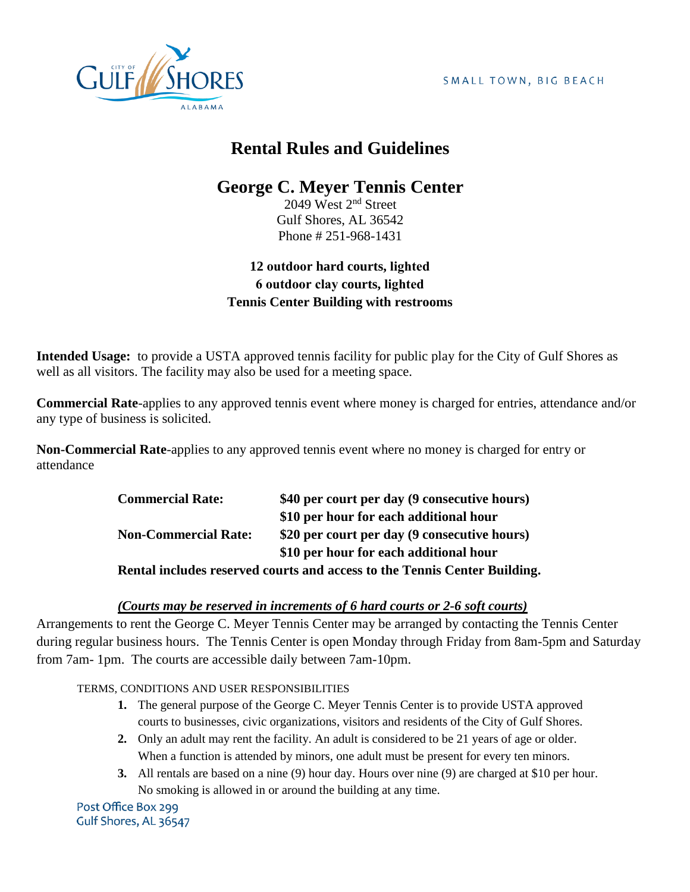SMALL TOWN, BIG BEACH

# Rental Rules and Guidelines

## George C. Meyer Tennis Center

2049 West 2nd Street
Gulf Shores, AL 36542
Phone # 251-968-1431

**12 outdoor hard courts, lighted**
**6 outdoor clay courts, lighted**
**Tennis Center Building with restrooms**

**Intended Usage:** to provide a USTA approved tennis facility for public play for the City of Gulf Shores as well as all visitors. The facility may also be used for a meeting space.

**Commercial Rate**-applies to any approved tennis event where money is charged for entries, attendance and/or any type of business is solicited.

**Non-Commercial Rate**-applies to any approved tennis event where no money is charged for entry or attendance

| | |
|---|---|
| **Commercial Rate:** | **$40 per court per day (9 consecutive hours)** |
| | **$10 per hour for each additional hour** |
| **Non-Commercial Rate:** | **$20 per court per day (9 consecutive hours)** |
| | **$10 per hour for each additional hour** |

**Rental includes reserved courts and access to the Tennis Center Building.**

***(Courts may be reserved in increments of 6 hard courts or 2-6 soft courts)***

Arrangements to rent the George C. Meyer Tennis Center may be arranged by contacting the Tennis Center during regular business hours. The Tennis Center is open Monday through Friday from 8am-5pm and Saturday from 7am- 1pm. The courts are accessible daily between 7am-10pm.

TERMS, CONDITIONS AND USER RESPONSIBILITIES

1. The general purpose of the George C. Meyer Tennis Center is to provide USTA approved courts to businesses, civic organizations, visitors and residents of the City of Gulf Shores.
2. Only an adult may rent the facility. An adult is considered to be 21 years of age or older. When a function is attended by minors, one adult must be present for every ten minors.
3. All rentals are based on a nine (9) hour day. Hours over nine (9) are charged at $10 per hour. No smoking is allowed in or around the building at any time.

Post Office Box 299
Gulf Shores, AL 36547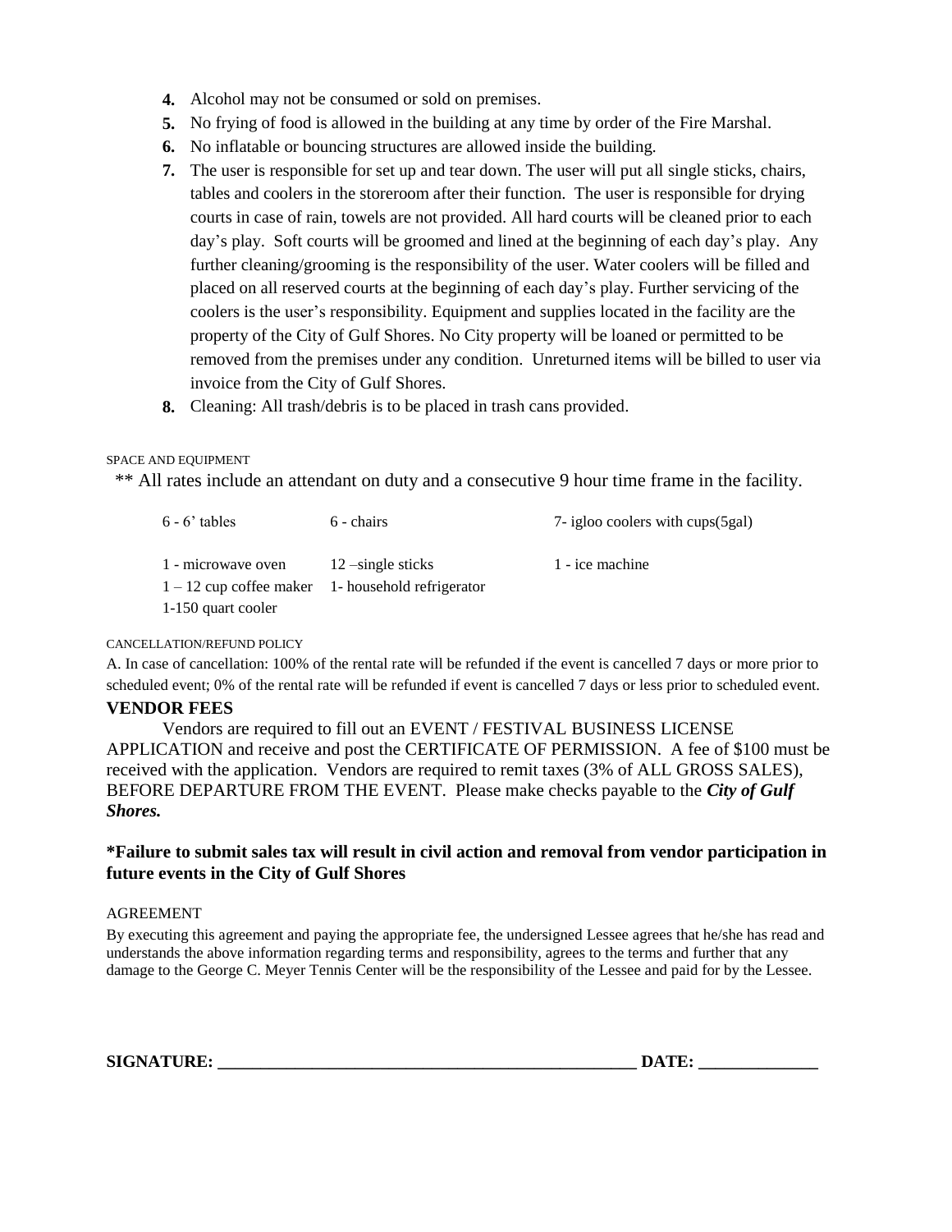4. Alcohol may not be consumed or sold on premises.
5. No frying of food is allowed in the building at any time by order of the Fire Marshal.
6. No inflatable or bouncing structures are allowed inside the building.
7. The user is responsible for set up and tear down. The user will put all single sticks, chairs, tables and coolers in the storeroom after their function. The user is responsible for drying courts in case of rain, towels are not provided. All hard courts will be cleaned prior to each day's play. Soft courts will be groomed and lined at the beginning of each day's play. Any further cleaning/grooming is the responsibility of the user. Water coolers will be filled and placed on all reserved courts at the beginning of each day's play. Further servicing of the coolers is the user's responsibility. Equipment and supplies located in the facility are the property of the City of Gulf Shores. No City property will be loaned or permitted to be removed from the premises under any condition. Unreturned items will be billed to user via invoice from the City of Gulf Shores.
8. Cleaning: All trash/debris is to be placed in trash cans provided.

SPACE AND EQUIPMENT

** All rates include an attendant on duty and a consecutive 9 hour time frame in the facility.

| | | |
|---|---|---|
| 6 - 6' tables | 6 - chairs | 7- igloo coolers with cups(5gal) |
| 1 - microwave oven | 12 –single sticks | 1 - ice machine |
| 1 – 12 cup coffee maker | 1- household refrigerator | |
| 1-150 quart cooler | | |

CANCELLATION/REFUND POLICY

A. In case of cancellation: 100% of the rental rate will be refunded if the event is cancelled 7 days or more prior to scheduled event; 0% of the rental rate will be refunded if event is cancelled 7 days or less prior to scheduled event.

**VENDOR FEES**

Vendors are required to fill out an EVENT / FESTIVAL BUSINESS LICENSE APPLICATION and receive and post the CERTIFICATE OF PERMISSION. A fee of $100 must be received with the application. Vendors are required to remit taxes (3% of ALL GROSS SALES), BEFORE DEPARTURE FROM THE EVENT. Please make checks payable to the ***City of Gulf Shores.***

**\*Failure to submit sales tax will result in civil action and removal from vendor participation in future events in the City of Gulf Shores**

AGREEMENT

By executing this agreement and paying the appropriate fee, the undersigned Lessee agrees that he/she has read and understands the above information regarding terms and responsibility, agrees to the terms and further that any damage to the George C. Meyer Tennis Center will be the responsibility of the Lessee and paid for by the Lessee.

**SIGNATURE: \_\_\_\_\_\_\_\_\_\_\_\_\_\_\_\_\_\_\_\_\_\_\_\_\_\_\_\_\_\_\_\_\_\_\_\_\_\_\_\_\_\_\_\_\_\_\_\_\_\_ DATE: \_\_\_\_\_\_\_\_\_\_\_\_\_\_**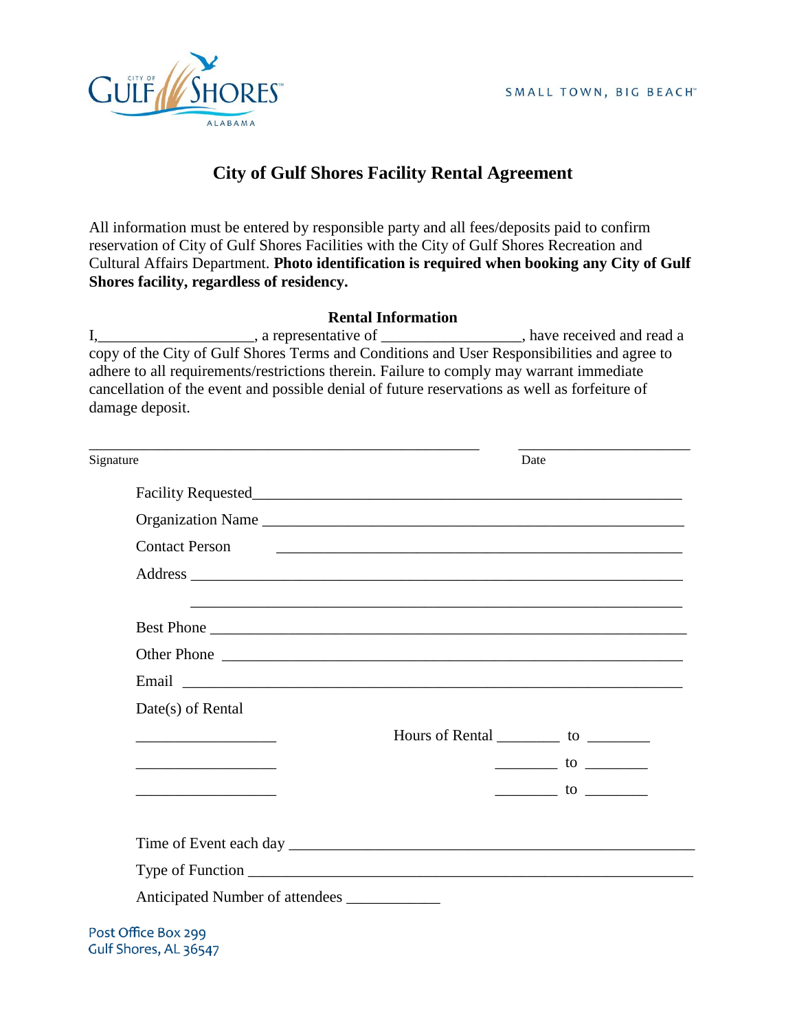CITY OF GULF SHORES ALABAMA

SMALL TOWN, BIG BEACH™

# City of Gulf Shores Facility Rental Agreement

All information must be entered by responsible party and all fees/deposits paid to confirm reservation of City of Gulf Shores Facilities with the City of Gulf Shores Recreation and Cultural Affairs Department. **Photo identification is required when booking any City of Gulf Shores facility, regardless of residency.**

## Rental Information

I,____________________, a representative of __________________, have received and read a copy of the City of Gulf Shores Terms and Conditions and User Responsibilities and agree to adhere to all requirements/restrictions therein. Failure to comply may warrant immediate cancellation of the event and possible denial of future reservations as well as forfeiture of damage deposit.

_____________________________________________________ _______________________

Signature Date

Facility Requested_______________________________________________________

Organization Name _______________________________________________________

Contact Person _______________________________________________________

Address ______________________________________________________________

______________________________________________________________

Best Phone ____________________________________________________________

Other Phone ___________________________________________________________

Email ________________________________________________________________

Date(s) of Rental

___________________ Hours of Rental ________ to ________

___________________ ________ to ________

___________________ ________ to ________

Time of Event each day ______________________________________________________

Type of Function __________________________________________________________

Anticipated Number of attendees ____________

Post Office Box 299
Gulf Shores, AL 36547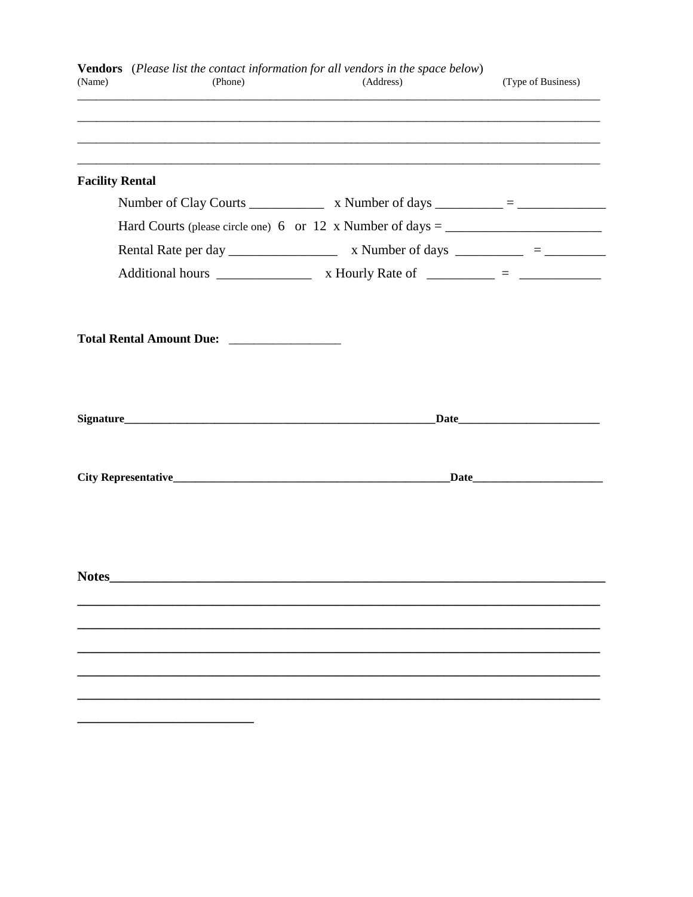**Vendors** (*Please list the contact information for all vendors in the space below*)

(Name) (Phone) (Address) (Type of Business)

______________________________________________________________________________

______________________________________________________________________________

______________________________________________________________________________

______________________________________________________________________________

**Facility Rental**

Number of Clay Courts ___________ x Number of days __________ = _____________

Hard Courts (please circle one) 6 or 12 x Number of days = _______________________

Rental Rate per day ________________ x Number of days __________ = _________

Additional hours ______________ x Hourly Rate of __________ = ____________

**Total Rental Amount Due:** __________________

**Signature**_________________________________________________**Date**________________________

**City Representative**____________________________________________**Date**______________________

**Notes**______________________________________________________________________

______________________________________________________________________________

______________________________________________________________________________

______________________________________________________________________________

______________________________________________________________________________

______________________________________________________________________________

__________________________